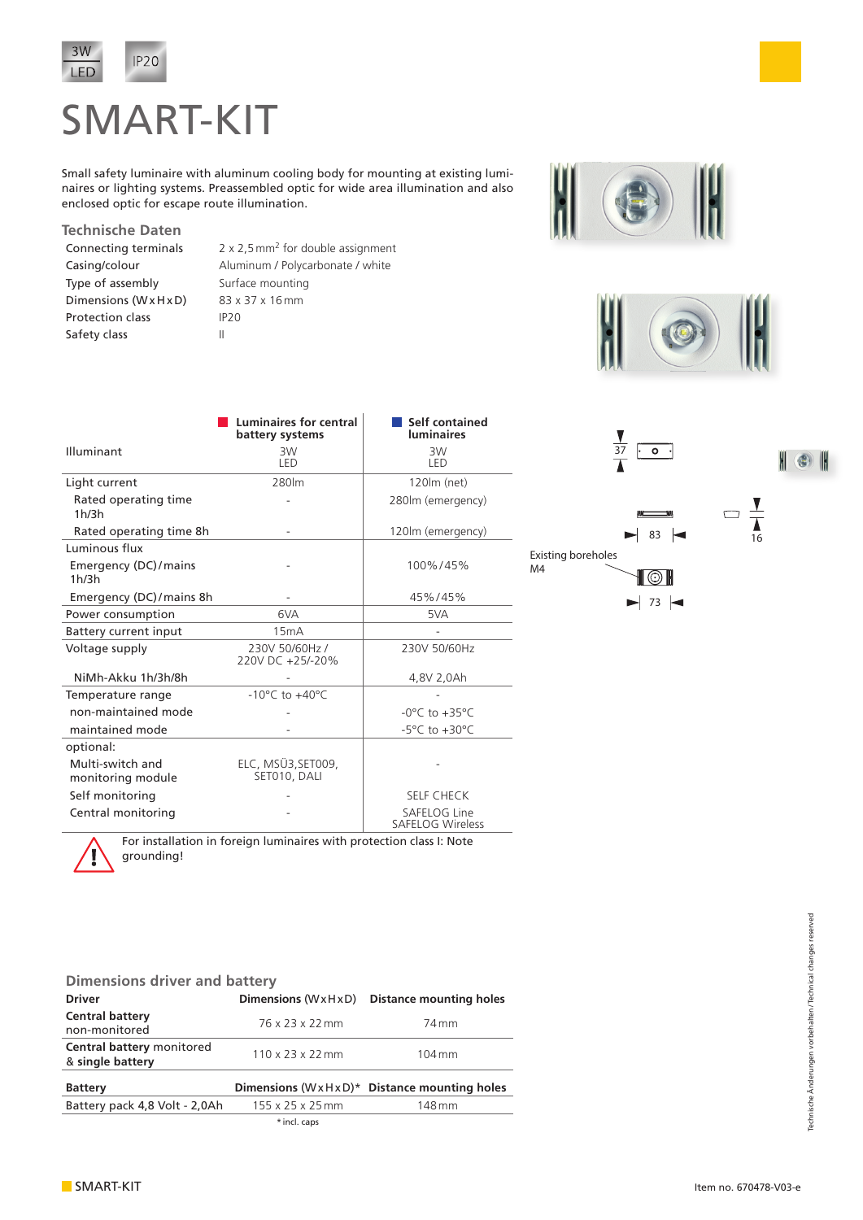3W LED

IP20

# SMART-KIT

Small safety luminaire with aluminum cooling body for mounting at existing luminaires or lighting systems. Preassembled optic for wide area illumination and also enclosed optic for escape route illumination.

## Technische Daten

| | |
|---|---|
| Connecting terminals | 2 x 2,5 mm² for double assignment |
| Casing/colour | Aluminum / Polycarbonate / white |
| Type of assembly | Surface mounting |
| Dimensions (W x H x D) | 83 x 37 x 16 mm |
| Protection class | IP20 |
| Safety class | II |

| Illuminant | Luminaires for central battery systems | Self contained luminaires |
|---|---|---|
| | 3W LED | 3W LED |
| Light current | 280lm | 120lm (net) |
| Rated operating time 1h/3h | - | 280lm (emergency) |
| Rated operating time 8h | - | 120lm (emergency) |
| Luminous flux | | |
| Emergency (DC)/mains 1h/3h | - | 100%/45% |
| Emergency (DC)/mains 8h | - | 45%/45% |
| Power consumption | 6VA | 5VA |
| Battery current input | 15mA | - |
| Voltage supply | 230V 50/60Hz / 220V DC +25/-20% | 230V 50/60Hz |
| NiMh-Akku 1h/3h/8h | - | 4,8V 2,0Ah |
| Temperature range | -10°C to +40°C | - |
| non-maintained mode | - | -0°C to +35°C |
| maintained mode | - | -5°C to +30°C |
| optional: | | |
| Multi-switch and monitoring module | ELC, MSÜ3,SET009, SET010, DALI | - |
| Self monitoring | - | SELF CHECK |
| Central monitoring | - | SAFELOG Line SAFELOG Wireless |

For installation in foreign luminaires with protection class I: Note grounding!

37

83

16

Existing boreholes M4

73

## Dimensions driver and battery

| Driver | Dimensions (W x H x D) | Distance mounting holes |
|---|---|---|
| **Central battery** non-monitored | 76 x 23 x 22 mm | 74 mm |
| Central battery monitored & **single battery** | 110 x 23 x 22 mm | 104 mm |

| Battery | Dimensions (W x H x D)* | Distance mounting holes |
|---|---|---|
| Battery pack 4,8 Volt - 2,0Ah | 155 x 25 x 25 mm | 148 mm |

\* incl. caps

Technische Änderungen vorbehalten / Technical changes reserved

SMART-KIT

Item no. 670478-V03-e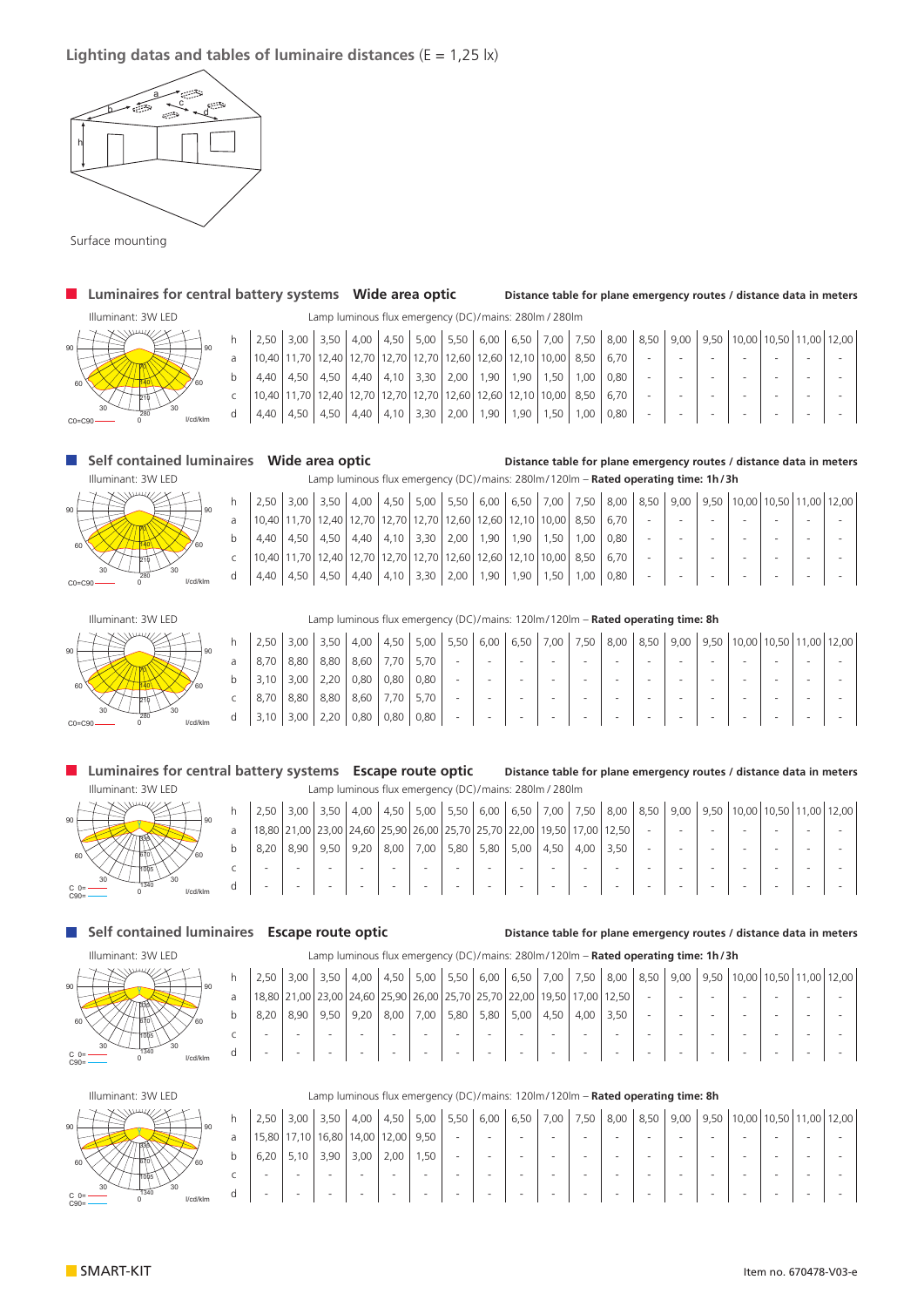## Lighting datas and tables of luminaire distances (E = 1,25 lx)

a
b
c
d
h

Surface mounting

### Luminaires for central battery systems **Wide area optic**

**Distance table for plane emergency routes / distance data in meters**

Illuminant: 3W LED

Lamp luminous flux emergency (DC)/mains: 280lm / 280lm

90 90 60 60 30 30 0 70 140 210 280 C0=C90 I/cd/klm

| h | 2,50 | 3,00 | 3,50 | 4,00 | 4,50 | 5,00 | 5,50 | 6,00 | 6,50 | 7,00 | 7,50 | 8,00 | 8,50 | 9,00 | 9,50 | 10,00 | 10,50 | 11,00 | 12,00 |
|---|---|---|---|---|---|---|---|---|---|---|---|---|---|---|---|---|---|---|---|
| a | 10,40 | 11,70 | 12,40 | 12,70 | 12,70 | 12,70 | 12,60 | 12,60 | 12,10 | 10,00 | 8,50 | 6,70 | - | - | - | - | - | - | - |
| b | 4,40 | 4,50 | 4,50 | 4,40 | 4,10 | 3,30 | 2,00 | 1,90 | 1,90 | 1,50 | 1,00 | 0,80 | - | - | - | - | - | - | - |
| c | 10,40 | 11,70 | 12,40 | 12,70 | 12,70 | 12,70 | 12,60 | 12,60 | 12,10 | 10,00 | 8,50 | 6,70 | - | - | - | - | - | - | - |
| d | 4,40 | 4,50 | 4,50 | 4,40 | 4,10 | 3,30 | 2,00 | 1,90 | 1,90 | 1,50 | 1,00 | 0,80 | - | - | - | - | - | - | - |

### Self contained luminaires **Wide area optic**

**Distance table for plane emergency routes / distance data in meters**

Illuminant: 3W LED

Lamp luminous flux emergency (DC)/mains: 280lm / 120lm – **Rated operating time: 1h / 3h**

90 90 60 60 30 30 0 70 140 210 280 C0=C90 I/cd/klm

| h | 2,50 | 3,00 | 3,50 | 4,00 | 4,50 | 5,00 | 5,50 | 6,00 | 6,50 | 7,00 | 7,50 | 8,00 | 8,50 | 9,00 | 9,50 | 10,00 | 10,50 | 11,00 | 12,00 |
|---|---|---|---|---|---|---|---|---|---|---|---|---|---|---|---|---|---|---|---|
| a | 10,40 | 11,70 | 12,40 | 12,70 | 12,70 | 12,70 | 12,60 | 12,60 | 12,10 | 10,00 | 8,50 | 6,70 | - | - | - | - | - | - | - |
| b | 4,40 | 4,50 | 4,50 | 4,40 | 4,10 | 3,30 | 2,00 | 1,90 | 1,90 | 1,50 | 1,00 | 0,80 | - | - | - | - | - | - | - |
| c | 10,40 | 11,70 | 12,40 | 12,70 | 12,70 | 12,70 | 12,60 | 12,60 | 12,10 | 10,00 | 8,50 | 6,70 | - | - | - | - | - | - | - |
| d | 4,40 | 4,50 | 4,50 | 4,40 | 4,10 | 3,30 | 2,00 | 1,90 | 1,90 | 1,50 | 1,00 | 0,80 | - | - | - | - | - | - | - |

Illuminant: 3W LED

Lamp luminous flux emergency (DC)/mains: 120lm / 120lm – **Rated operating time: 8h**

90 90 60 60 30 30 0 70 140 210 280 C0=C90 I/cd/klm

| h | 2,50 | 3,00 | 3,50 | 4,00 | 4,50 | 5,00 | 5,50 | 6,00 | 6,50 | 7,00 | 7,50 | 8,00 | 8,50 | 9,00 | 9,50 | 10,00 | 10,50 | 11,00 | 12,00 |
|---|---|---|---|---|---|---|---|---|---|---|---|---|---|---|---|---|---|---|---|
| a | 8,70 | 8,80 | 8,80 | 8,60 | 7,70 | 5,70 | - | - | - | - | - | - | - | - | - | - | - | - | - |
| b | 3,10 | 3,00 | 2,20 | 0,80 | 0,80 | 0,80 | - | - | - | - | - | - | - | - | - | - | - | - | - |
| c | 8,70 | 8,80 | 8,80 | 8,60 | 7,70 | 5,70 | - | - | - | - | - | - | - | - | - | - | - | - | - |
| d | 3,10 | 3,00 | 2,20 | 0,80 | 0,80 | 0,80 | - | - | - | - | - | - | - | - | - | - | - | - | - |

### Luminaires for central battery systems **Escape route optic**

**Distance table for plane emergency routes / distance data in meters**

Illuminant: 3W LED

Lamp luminous flux emergency (DC)/mains: 280lm / 280lm

90 90 60 60 30 30 0 335 670 1005 1340 C 0= C90= I/cd/klm

| h | 2,50 | 3,00 | 3,50 | 4,00 | 4,50 | 5,00 | 5,50 | 6,00 | 6,50 | 7,00 | 7,50 | 8,00 | 8,50 | 9,00 | 9,50 | 10,00 | 10,50 | 11,00 | 12,00 |
|---|---|---|---|---|---|---|---|---|---|---|---|---|---|---|---|---|---|---|---|
| a | 18,80 | 21,00 | 23,00 | 24,60 | 25,90 | 26,00 | 25,70 | 25,70 | 22,00 | 19,50 | 17,00 | 12,50 | - | - | - | - | - | - | - |
| b | 8,20 | 8,90 | 9,50 | 9,20 | 8,00 | 7,00 | 5,80 | 5,80 | 5,00 | 4,50 | 4,00 | 3,50 | - | - | - | - | - | - | - |
| c | - | - | - | - | - | - | - | - | - | - | - | - | - | - | - | - | - | - | - |
| d | - | - | - | - | - | - | - | - | - | - | - | - | - | - | - | - | - | - | - |

### Self contained luminaires **Escape route optic**

**Distance table for plane emergency routes / distance data in meters**

Illuminant: 3W LED

Lamp luminous flux emergency (DC)/mains: 280lm / 120lm – **Rated operating time: 1h / 3h**

90 90 60 60 30 30 0 335 670 1005 1340 C 0= C90= I/cd/klm

| h | 2,50 | 3,00 | 3,50 | 4,00 | 4,50 | 5,00 | 5,50 | 6,00 | 6,50 | 7,00 | 7,50 | 8,00 | 8,50 | 9,00 | 9,50 | 10,00 | 10,50 | 11,00 | 12,00 |
|---|---|---|---|---|---|---|---|---|---|---|---|---|---|---|---|---|---|---|---|
| a | 18,80 | 21,00 | 23,00 | 24,60 | 25,90 | 26,00 | 25,70 | 25,70 | 22,00 | 19,50 | 17,00 | 12,50 | - | - | - | - | - | - | - |
| b | 8,20 | 8,90 | 9,50 | 9,20 | 8,00 | 7,00 | 5,80 | 5,80 | 5,00 | 4,50 | 4,00 | 3,50 | - | - | - | - | - | - | - |
| c | - | - | - | - | - | - | - | - | - | - | - | - | - | - | - | - | - | - | - |
| d | - | - | - | - | - | - | - | - | - | - | - | - | - | - | - | - | - | - | - |

Illuminant: 3W LED

Lamp luminous flux emergency (DC)/mains: 120lm / 120lm – **Rated operating time: 8h**

90 90 60 60 30 30 0 335 670 1005 1340 C 0= C90= I/cd/klm

| h | 2,50 | 3,00 | 3,50 | 4,00 | 4,50 | 5,00 | 5,50 | 6,00 | 6,50 | 7,00 | 7,50 | 8,00 | 8,50 | 9,00 | 9,50 | 10,00 | 10,50 | 11,00 | 12,00 |
|---|---|---|---|---|---|---|---|---|---|---|---|---|---|---|---|---|---|---|---|
| a | 15,80 | 17,10 | 16,80 | 14,00 | 12,00 | 9,50 | - | - | - | - | - | - | - | - | - | - | - | - | - |
| b | 6,20 | 5,10 | 3,90 | 3,00 | 2,00 | 1,50 | - | - | - | - | - | - | - | - | - | - | - | - | - |
| c | - | - | - | - | - | - | - | - | - | - | - | - | - | - | - | - | - | - | - |
| d | - | - | - | - | - | - | - | - | - | - | - | - | - | - | - | - | - | - | - |

SMART-KIT

Item no. 670478-V03-e